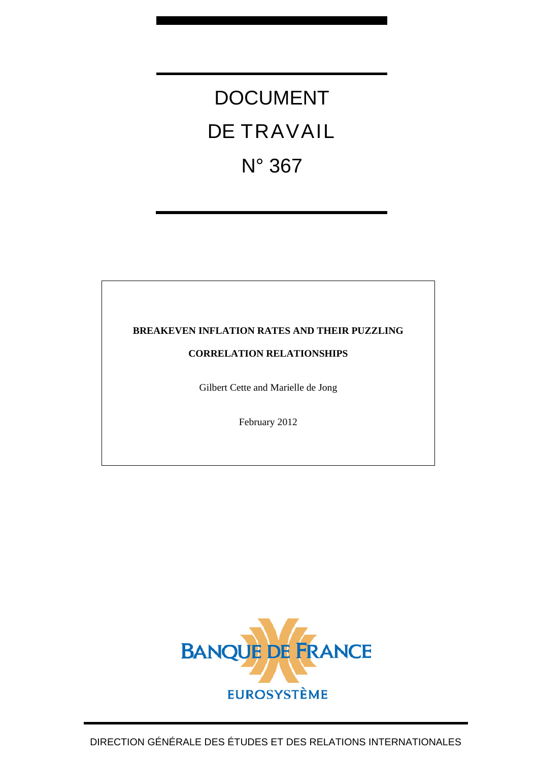# DOCUMENT DE TRAVAIL

# N° 367

**BREAKEVEN INFLATION RATES AND THEIR PUZZLING CORRELATION RELATIONSHIPS**

Gilbert Cette and Marielle de Jong

February 2012

BANQUE DE FRANCE

EUROSYSTÈME

DIRECTION GÉNÉRALE DES ÉTUDES ET DES RELATIONS INTERNATIONALES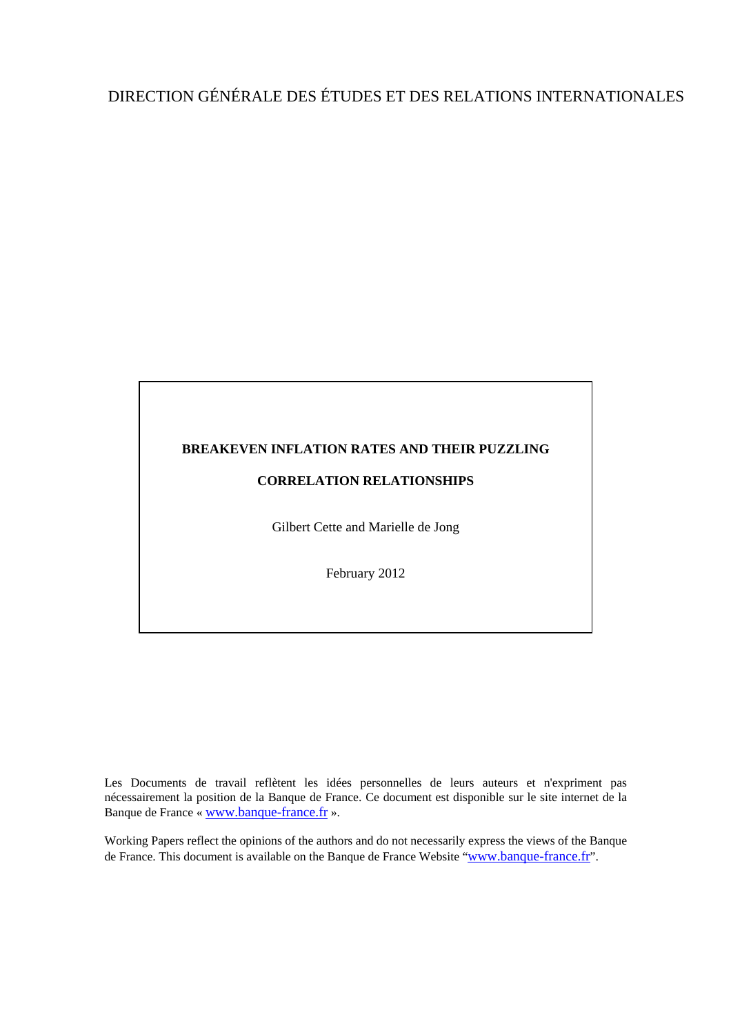DIRECTION GÉNÉRALE DES ÉTUDES ET DES RELATIONS INTERNATIONALES

**BREAKEVEN INFLATION RATES AND THEIR PUZZLING CORRELATION RELATIONSHIPS**

Gilbert Cette and Marielle de Jong

February 2012

Les Documents de travail reflètent les idées personnelles de leurs auteurs et n'expriment pas nécessairement la position de la Banque de France. Ce document est disponible sur le site internet de la Banque de France « www.banque-france.fr ».

Working Papers reflect the opinions of the authors and do not necessarily express the views of the Banque de France. This document is available on the Banque de France Website "www.banque-france.fr".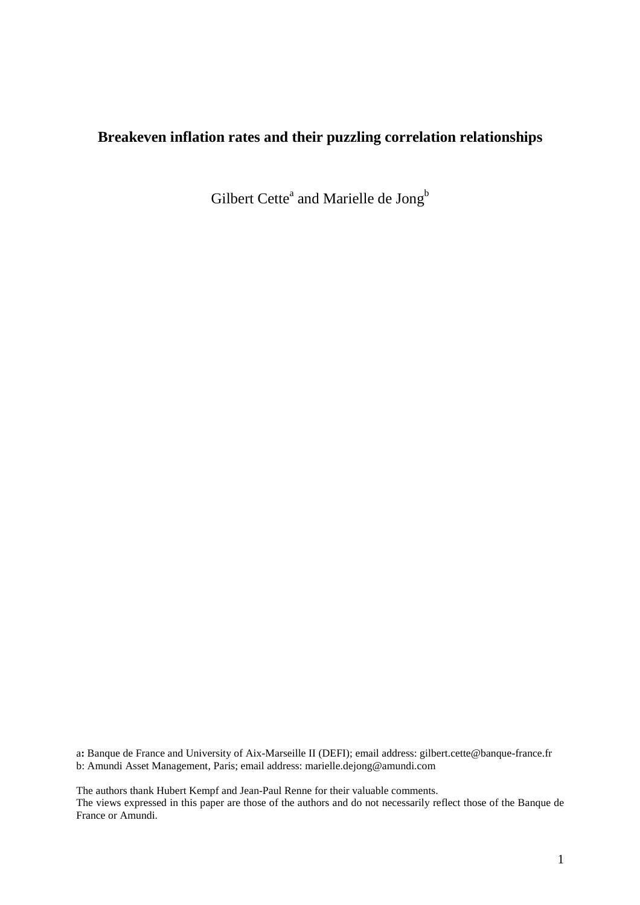# Breakeven inflation rates and their puzzling correlation relationships

Gilbert Cette[a] and Marielle de Jong[b]

a: Banque de France and University of Aix-Marseille II (DEFI); email address: gilbert.cette@banque-france.fr
b: Amundi Asset Management, Paris; email address: marielle.dejong@amundi.com

The authors thank Hubert Kempf and Jean-Paul Renne for their valuable comments.
The views expressed in this paper are those of the authors and do not necessarily reflect those of the Banque de France or Amundi.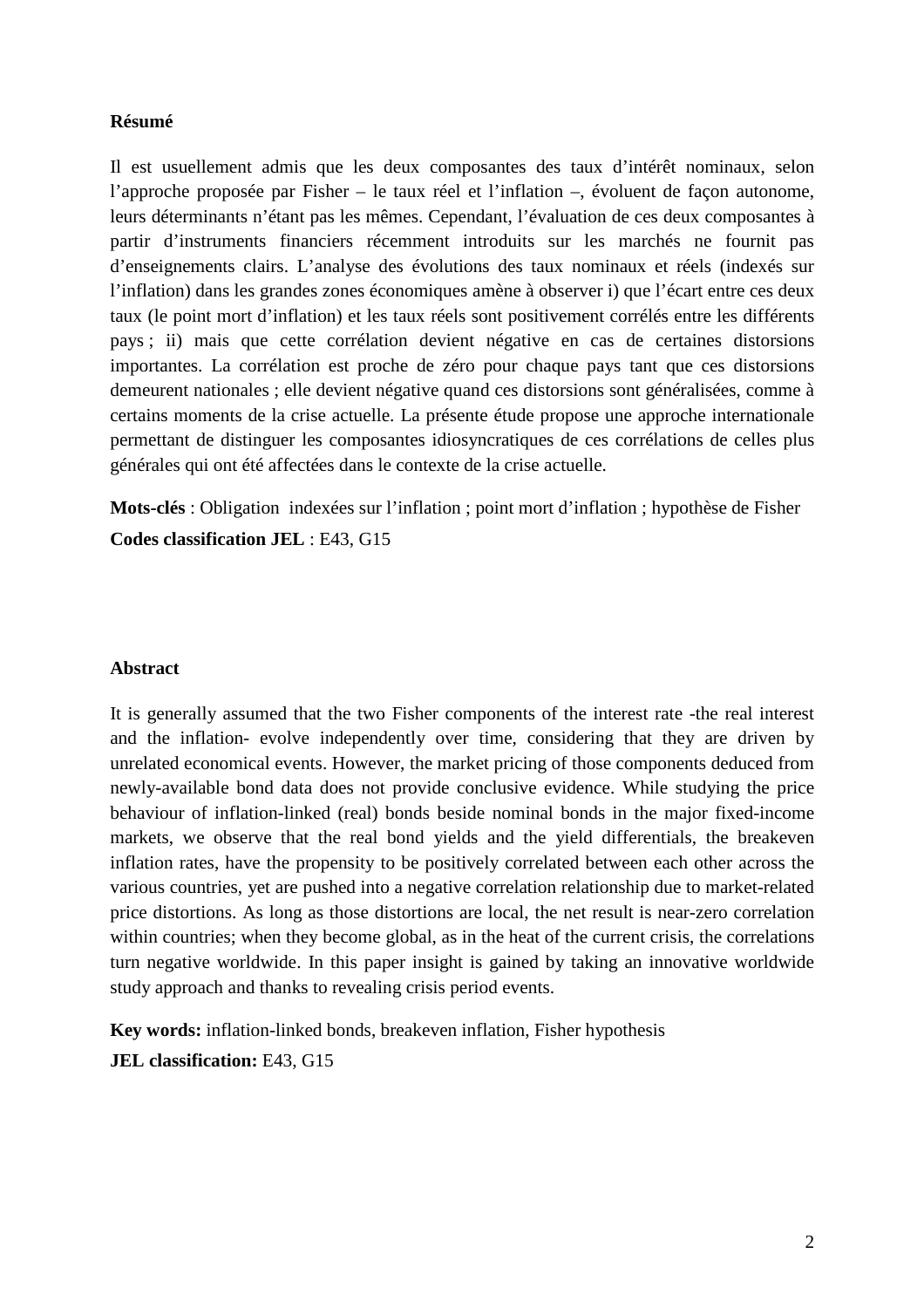**Résumé**

Il est usuellement admis que les deux composantes des taux d'intérêt nominaux, selon l'approche proposée par Fisher – le taux réel et l'inflation –, évoluent de façon autonome, leurs déterminants n'étant pas les mêmes. Cependant, l'évaluation de ces deux composantes à partir d'instruments financiers récemment introduits sur les marchés ne fournit pas d'enseignements clairs. L'analyse des évolutions des taux nominaux et réels (indexés sur l'inflation) dans les grandes zones économiques amène à observer i) que l'écart entre ces deux taux (le point mort d'inflation) et les taux réels sont positivement corrélés entre les différents pays ; ii) mais que cette corrélation devient négative en cas de certaines distorsions importantes. La corrélation est proche de zéro pour chaque pays tant que ces distorsions demeurent nationales ; elle devient négative quand ces distorsions sont généralisées, comme à certains moments de la crise actuelle. La présente étude propose une approche internationale permettant de distinguer les composantes idiosyncratiques de ces corrélations de celles plus générales qui ont été affectées dans le contexte de la crise actuelle.

**Mots-clés** : Obligation indexées sur l'inflation ; point mort d'inflation ; hypothèse de Fisher

**Codes classification JEL** : E43, G15

**Abstract**

It is generally assumed that the two Fisher components of the interest rate -the real interest and the inflation- evolve independently over time, considering that they are driven by unrelated economical events. However, the market pricing of those components deduced from newly-available bond data does not provide conclusive evidence. While studying the price behaviour of inflation-linked (real) bonds beside nominal bonds in the major fixed-income markets, we observe that the real bond yields and the yield differentials, the breakeven inflation rates, have the propensity to be positively correlated between each other across the various countries, yet are pushed into a negative correlation relationship due to market-related price distortions. As long as those distortions are local, the net result is near-zero correlation within countries; when they become global, as in the heat of the current crisis, the correlations turn negative worldwide. In this paper insight is gained by taking an innovative worldwide study approach and thanks to revealing crisis period events.

**Key words:** inflation-linked bonds, breakeven inflation, Fisher hypothesis

**JEL classification:** E43, G15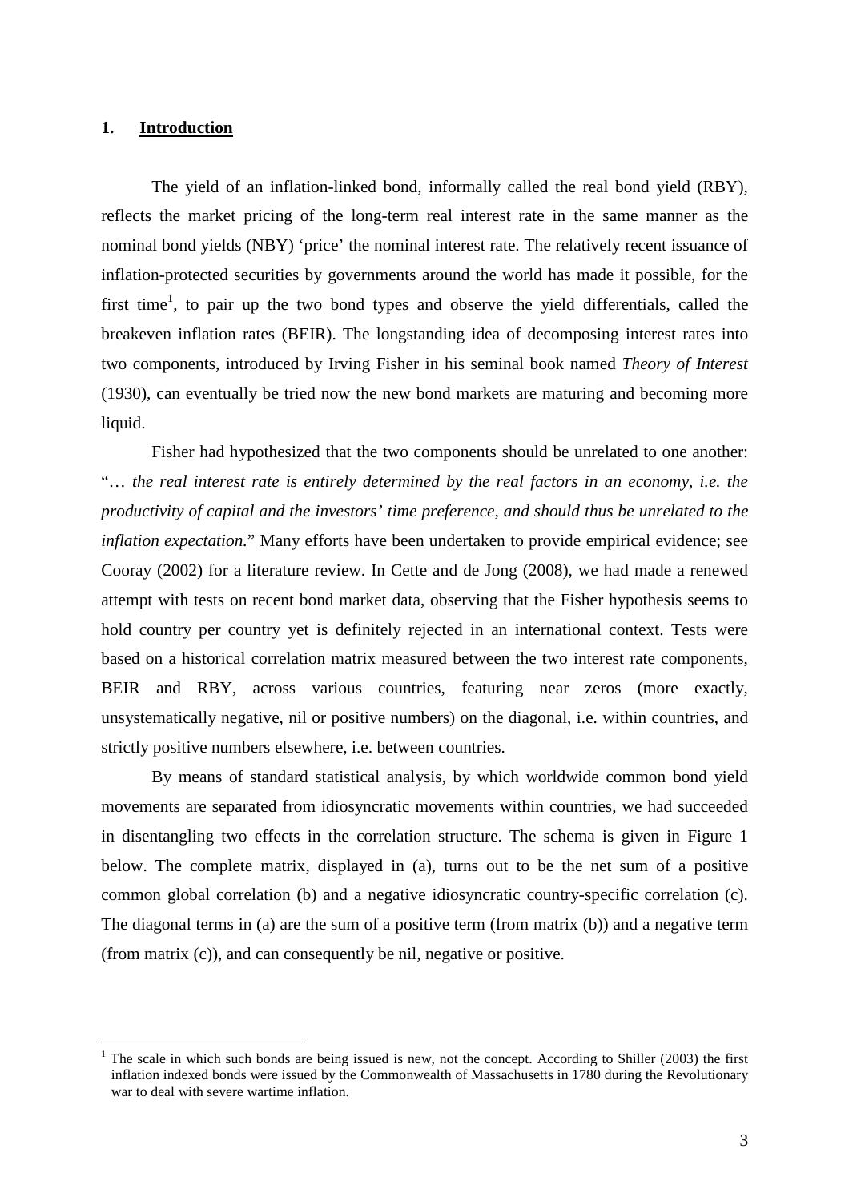## 1. Introduction

The yield of an inflation-linked bond, informally called the real bond yield (RBY), reflects the market pricing of the long-term real interest rate in the same manner as the nominal bond yields (NBY) 'price' the nominal interest rate. The relatively recent issuance of inflation-protected securities by governments around the world has made it possible, for the first time[1], to pair up the two bond types and observe the yield differentials, called the breakeven inflation rates (BEIR). The longstanding idea of decomposing interest rates into two components, introduced by Irving Fisher in his seminal book named *Theory of Interest* (1930), can eventually be tried now the new bond markets are maturing and becoming more liquid.

Fisher had hypothesized that the two components should be unrelated to one another: "… *the real interest rate is entirely determined by the real factors in an economy, i.e. the productivity of capital and the investors' time preference, and should thus be unrelated to the inflation expectation.*" Many efforts have been undertaken to provide empirical evidence; see Cooray (2002) for a literature review. In Cette and de Jong (2008), we had made a renewed attempt with tests on recent bond market data, observing that the Fisher hypothesis seems to hold country per country yet is definitely rejected in an international context. Tests were based on a historical correlation matrix measured between the two interest rate components, BEIR and RBY, across various countries, featuring near zeros (more exactly, unsystematically negative, nil or positive numbers) on the diagonal, i.e. within countries, and strictly positive numbers elsewhere, i.e. between countries.

By means of standard statistical analysis, by which worldwide common bond yield movements are separated from idiosyncratic movements within countries, we had succeeded in disentangling two effects in the correlation structure. The schema is given in Figure 1 below. The complete matrix, displayed in (a), turns out to be the net sum of a positive common global correlation (b) and a negative idiosyncratic country-specific correlation (c). The diagonal terms in (a) are the sum of a positive term (from matrix (b)) and a negative term (from matrix (c)), and can consequently be nil, negative or positive.

---

[1] The scale in which such bonds are being issued is new, not the concept. According to Shiller (2003) the first inflation indexed bonds were issued by the Commonwealth of Massachusetts in 1780 during the Revolutionary war to deal with severe wartime inflation.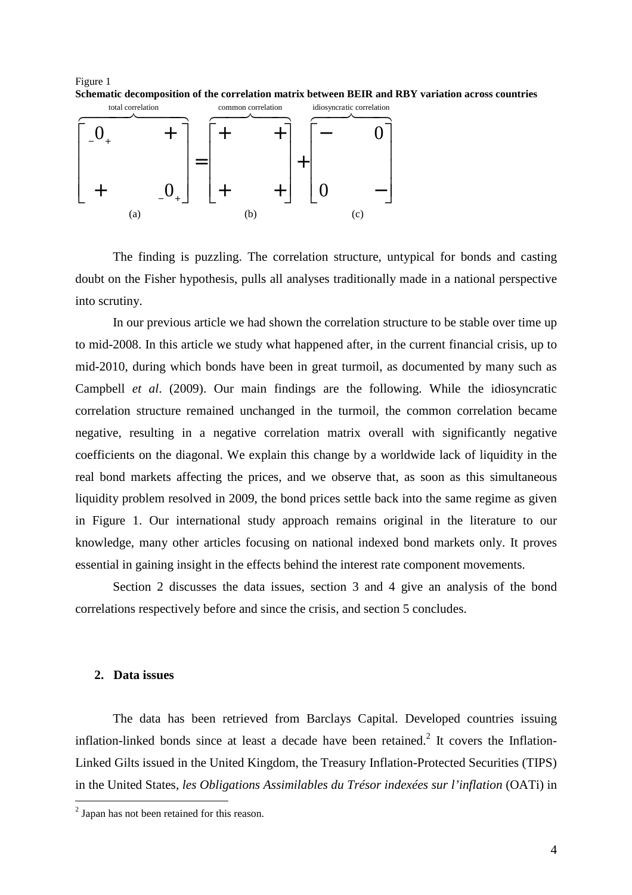Figure 1

**Schematic decomposition of the correlation matrix between BEIR and RBY variation across countries**

$$
\underbrace{\begin{bmatrix} {}_{-}0_{+} & + \\ & \\ + & {}_{-}0_{+} \end{bmatrix}}_{\text{total correlation}} = \underbrace{\begin{bmatrix} + & + \\ & \\ + & + \end{bmatrix}}_{\text{common correlation}} + \underbrace{\begin{bmatrix} - & 0 \\ & \\ 0 & - \end{bmatrix}}_{\text{idiosyncratic correlation}}
$$

(a) (b) (c)

The finding is puzzling. The correlation structure, untypical for bonds and casting doubt on the Fisher hypothesis, pulls all analyses traditionally made in a national perspective into scrutiny.

In our previous article we had shown the correlation structure to be stable over time up to mid-2008. In this article we study what happened after, in the current financial crisis, up to mid-2010, during which bonds have been in great turmoil, as documented by many such as Campbell *et al*. (2009). Our main findings are the following. While the idiosyncratic correlation structure remained unchanged in the turmoil, the common correlation became negative, resulting in a negative correlation matrix overall with significantly negative coefficients on the diagonal. We explain this change by a worldwide lack of liquidity in the real bond markets affecting the prices, and we observe that, as soon as this simultaneous liquidity problem resolved in 2009, the bond prices settle back into the same regime as given in Figure 1. Our international study approach remains original in the literature to our knowledge, many other articles focusing on national indexed bond markets only. It proves essential in gaining insight in the effects behind the interest rate component movements.

Section 2 discusses the data issues, section 3 and 4 give an analysis of the bond correlations respectively before and since the crisis, and section 5 concludes.

## 2. Data issues

The data has been retrieved from Barclays Capital. Developed countries issuing inflation-linked bonds since at least a decade have been retained.[2] It covers the Inflation-Linked Gilts issued in the United Kingdom, the Treasury Inflation-Protected Securities (TIPS) in the United States, *les Obligations Assimilables du Trésor indexées sur l'inflation* (OATi) in

[2] Japan has not been retained for this reason.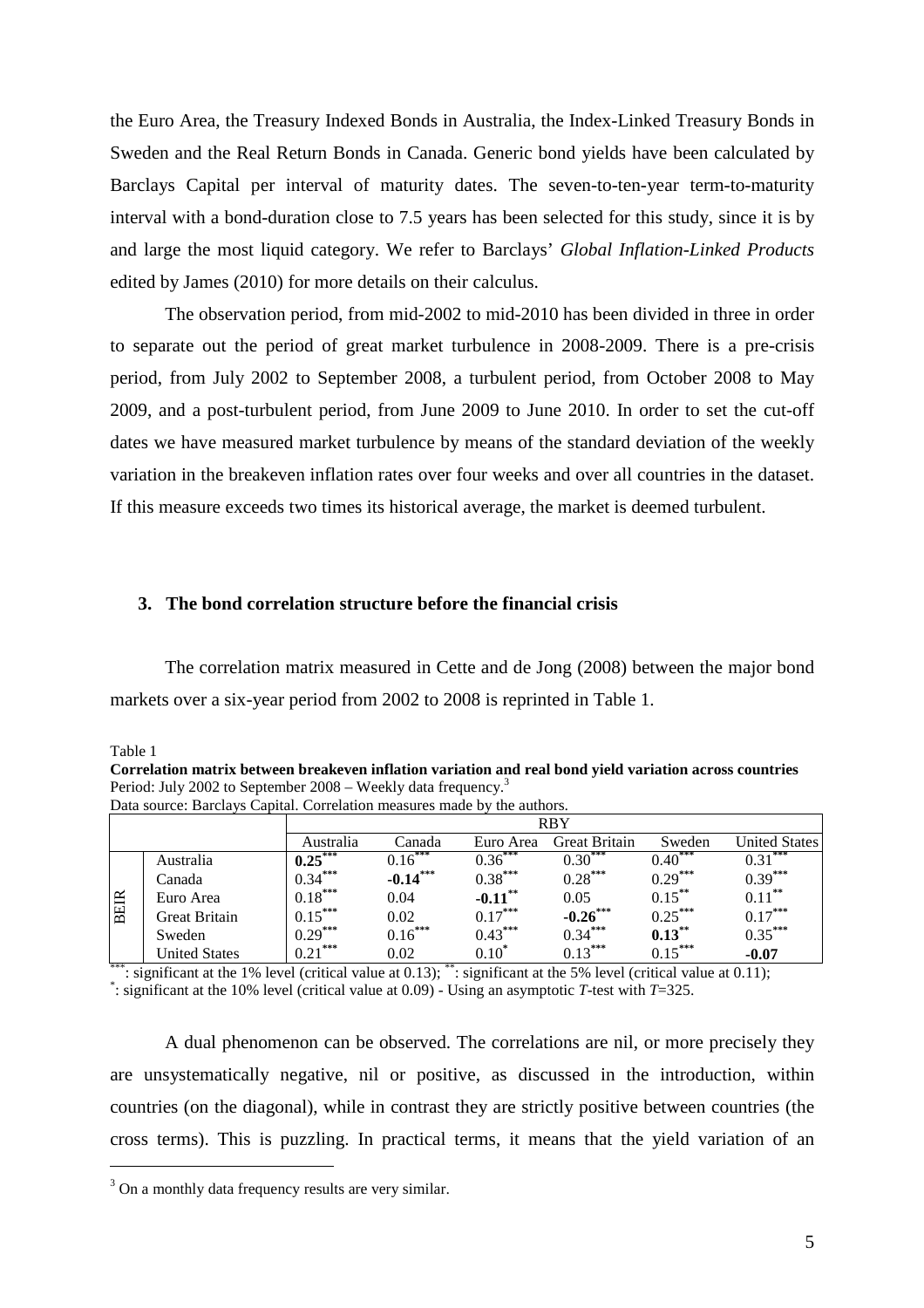the Euro Area, the Treasury Indexed Bonds in Australia, the Index-Linked Treasury Bonds in Sweden and the Real Return Bonds in Canada. Generic bond yields have been calculated by Barclays Capital per interval of maturity dates. The seven-to-ten-year term-to-maturity interval with a bond-duration close to 7.5 years has been selected for this study, since it is by and large the most liquid category. We refer to Barclays' *Global Inflation-Linked Products* edited by James (2010) for more details on their calculus.

The observation period, from mid-2002 to mid-2010 has been divided in three in order to separate out the period of great market turbulence in 2008-2009. There is a pre-crisis period, from July 2002 to September 2008, a turbulent period, from October 2008 to May 2009, and a post-turbulent period, from June 2009 to June 2010. In order to set the cut-off dates we have measured market turbulence by means of the standard deviation of the weekly variation in the breakeven inflation rates over four weeks and over all countries in the dataset. If this measure exceeds two times its historical average, the market is deemed turbulent.

## 3. The bond correlation structure before the financial crisis

The correlation matrix measured in Cette and de Jong (2008) between the major bond markets over a six-year period from 2002 to 2008 is reprinted in Table 1.

Table 1
**Correlation matrix between breakeven inflation variation and real bond yield variation across countries**
Period: July 2002 to September 2008 – Weekly data frequency.[3]
Data source: Barclays Capital. Correlation measures made by the authors.

| | | RBY | | | | | |
|---|---|---|---|---|---|---|---|
| | | Australia | Canada | Euro Area | Great Britain | Sweden | United States |
| BEIR | Australia | **0.25**\*\*\* | 0.16\*\*\* | 0.36\*\*\* | 0.30\*\*\* | 0.40\*\*\* | 0.31\*\*\* |
| | Canada | 0.34\*\*\* | **-0.14**\*\*\* | 0.38\*\*\* | 0.28\*\*\* | 0.29\*\*\* | 0.39\*\*\* |
| | Euro Area | 0.18\*\*\* | 0.04 | **-0.11**\*\* | 0.05 | 0.15\*\* | 0.11\*\* |
| | Great Britain | 0.15\*\*\* | 0.02 | 0.17\*\*\* | **-0.26**\*\*\* | 0.25\*\*\* | 0.17\*\*\* |
| | Sweden | 0.29\*\*\* | 0.16\*\*\* | 0.43\*\*\* | 0.34\*\*\* | **0.13**\*\* | 0.35\*\*\* |
| | United States | 0.21\*\*\* | 0.02 | 0.10\* | 0.13\*\*\* | 0.15\*\*\* | **-0.07** |

\*\*\*: significant at the 1% level (critical value at 0.13); \*\*: significant at the 5% level (critical value at 0.11);
\*: significant at the 10% level (critical value at 0.09) - Using an asymptotic *T*-test with *T*=325.

A dual phenomenon can be observed. The correlations are nil, or more precisely they are unsystematically negative, nil or positive, as discussed in the introduction, within countries (on the diagonal), while in contrast they are strictly positive between countries (the cross terms). This is puzzling. In practical terms, it means that the yield variation of an

[3] On a monthly data frequency results are very similar.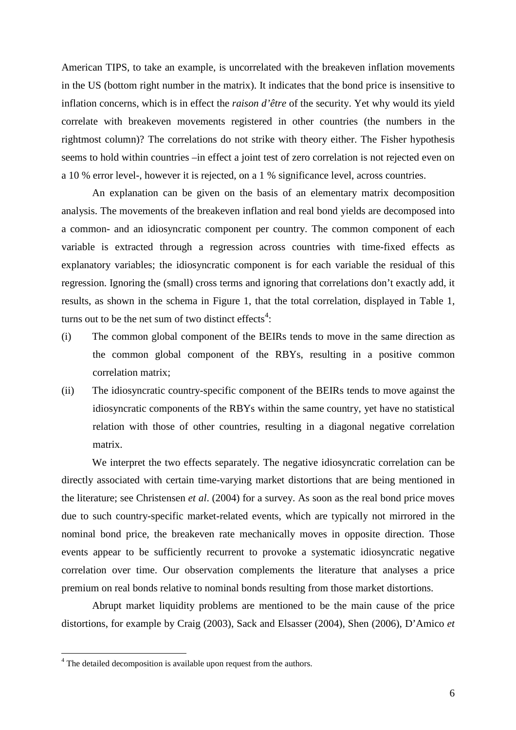American TIPS, to take an example, is uncorrelated with the breakeven inflation movements in the US (bottom right number in the matrix). It indicates that the bond price is insensitive to inflation concerns, which is in effect the *raison d'être* of the security. Yet why would its yield correlate with breakeven movements registered in other countries (the numbers in the rightmost column)? The correlations do not strike with theory either. The Fisher hypothesis seems to hold within countries –in effect a joint test of zero correlation is not rejected even on a 10 % error level-, however it is rejected, on a 1 % significance level, across countries.

An explanation can be given on the basis of an elementary matrix decomposition analysis. The movements of the breakeven inflation and real bond yields are decomposed into a common- and an idiosyncratic component per country. The common component of each variable is extracted through a regression across countries with time-fixed effects as explanatory variables; the idiosyncratic component is for each variable the residual of this regression. Ignoring the (small) cross terms and ignoring that correlations don't exactly add, it results, as shown in the schema in Figure 1, that the total correlation, displayed in Table 1, turns out to be the net sum of two distinct effects[4]:

(i) The common global component of the BEIRs tends to move in the same direction as the common global component of the RBYs, resulting in a positive common correlation matrix;

(ii) The idiosyncratic country-specific component of the BEIRs tends to move against the idiosyncratic components of the RBYs within the same country, yet have no statistical relation with those of other countries, resulting in a diagonal negative correlation matrix.

We interpret the two effects separately. The negative idiosyncratic correlation can be directly associated with certain time-varying market distortions that are being mentioned in the literature; see Christensen *et al*. (2004) for a survey. As soon as the real bond price moves due to such country-specific market-related events, which are typically not mirrored in the nominal bond price, the breakeven rate mechanically moves in opposite direction. Those events appear to be sufficiently recurrent to provoke a systematic idiosyncratic negative correlation over time. Our observation complements the literature that analyses a price premium on real bonds relative to nominal bonds resulting from those market distortions.

Abrupt market liquidity problems are mentioned to be the main cause of the price distortions, for example by Craig (2003), Sack and Elsasser (2004), Shen (2006), D'Amico *et*

[4] The detailed decomposition is available upon request from the authors.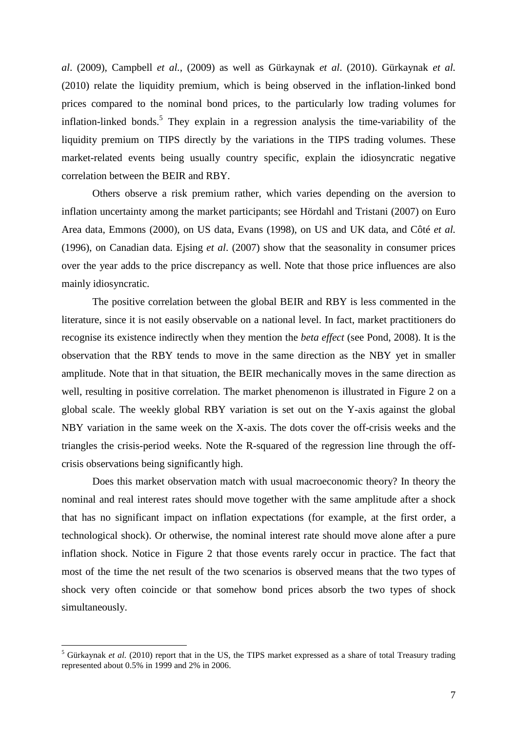*al*. (2009), Campbell *et al.*, (2009) as well as Gürkaynak *et al*. (2010). Gürkaynak *et al.* (2010) relate the liquidity premium, which is being observed in the inflation-linked bond prices compared to the nominal bond prices, to the particularly low trading volumes for inflation-linked bonds.[5] They explain in a regression analysis the time-variability of the liquidity premium on TIPS directly by the variations in the TIPS trading volumes. These market-related events being usually country specific, explain the idiosyncratic negative correlation between the BEIR and RBY.

Others observe a risk premium rather, which varies depending on the aversion to inflation uncertainty among the market participants; see Hördahl and Tristani (2007) on Euro Area data, Emmons (2000), on US data, Evans (1998), on US and UK data, and Côté *et al.* (1996), on Canadian data. Ejsing *et al*. (2007) show that the seasonality in consumer prices over the year adds to the price discrepancy as well. Note that those price influences are also mainly idiosyncratic.

The positive correlation between the global BEIR and RBY is less commented in the literature, since it is not easily observable on a national level. In fact, market practitioners do recognise its existence indirectly when they mention the *beta effect* (see Pond, 2008). It is the observation that the RBY tends to move in the same direction as the NBY yet in smaller amplitude. Note that in that situation, the BEIR mechanically moves in the same direction as well, resulting in positive correlation. The market phenomenon is illustrated in Figure 2 on a global scale. The weekly global RBY variation is set out on the Y-axis against the global NBY variation in the same week on the X-axis. The dots cover the off-crisis weeks and the triangles the crisis-period weeks. Note the R-squared of the regression line through the off-crisis observations being significantly high.

Does this market observation match with usual macroeconomic theory? In theory the nominal and real interest rates should move together with the same amplitude after a shock that has no significant impact on inflation expectations (for example, at the first order, a technological shock). Or otherwise, the nominal interest rate should move alone after a pure inflation shock. Notice in Figure 2 that those events rarely occur in practice. The fact that most of the time the net result of the two scenarios is observed means that the two types of shock very often coincide or that somehow bond prices absorb the two types of shock simultaneously.

---

[5] Gürkaynak *et al.* (2010) report that in the US, the TIPS market expressed as a share of total Treasury trading represented about 0.5% in 1999 and 2% in 2006.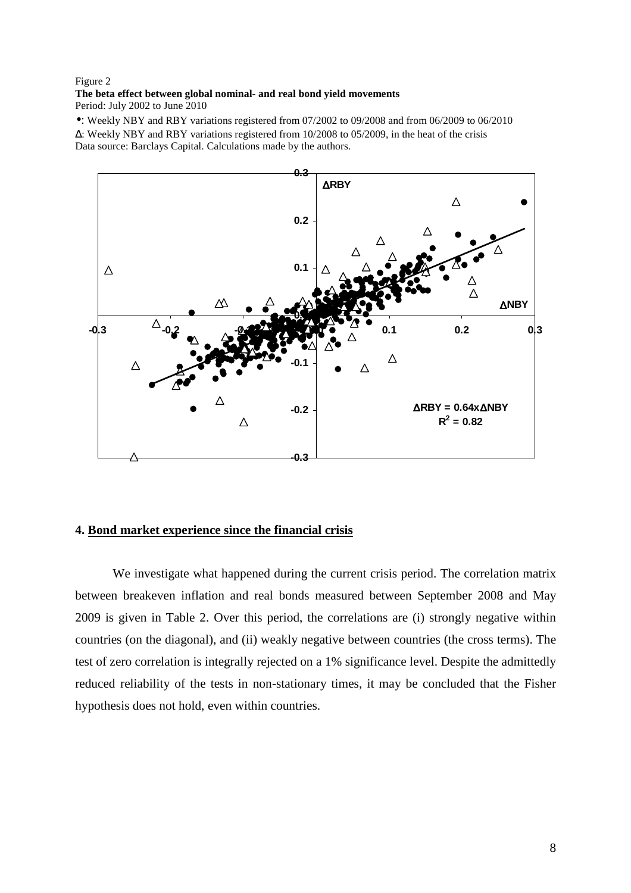Figure 2

**The beta effect between global nominal- and real bond yield movements**

Period: July 2002 to June 2010

•: Weekly NBY and RBY variations registered from 07/2002 to 09/2008 and from 06/2009 to 06/2010

Δ: Weekly NBY and RBY variations registered from 10/2008 to 05/2009, in the heat of the crisis

Data source: Barclays Capital. Calculations made by the authors.

## 4. Bond market experience since the financial crisis

We investigate what happened during the current crisis period. The correlation matrix between breakeven inflation and real bonds measured between September 2008 and May 2009 is given in Table 2. Over this period, the correlations are (i) strongly negative within countries (on the diagonal), and (ii) weakly negative between countries (the cross terms). The test of zero correlation is integrally rejected on a 1% significance level. Despite the admittedly reduced reliability of the tests in non-stationary times, it may be concluded that the Fisher hypothesis does not hold, even within countries.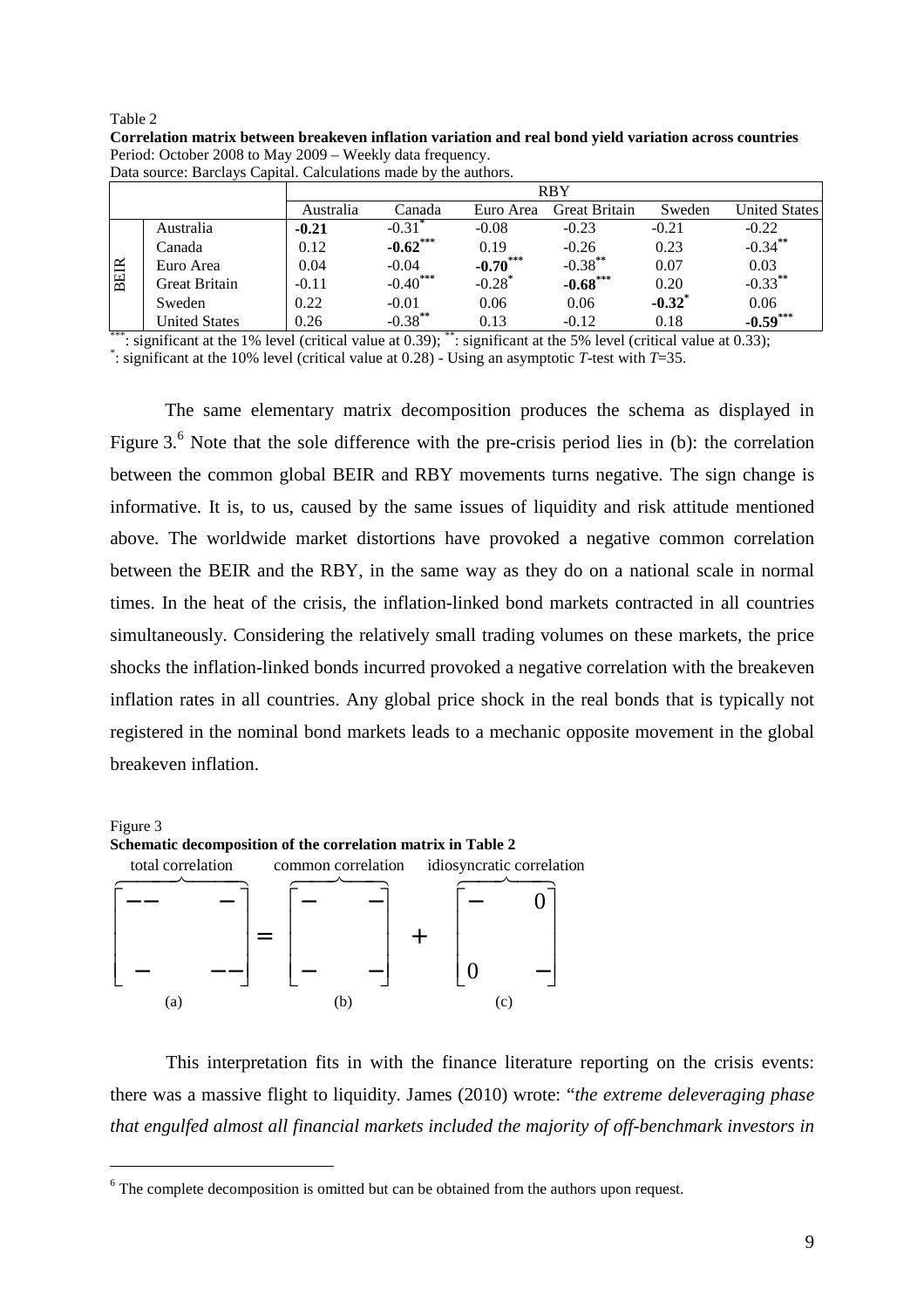Table 2
**Correlation matrix between breakeven inflation variation and real bond yield variation across countries**
Period: October 2008 to May 2009 – Weekly data frequency.
Data source: Barclays Capital. Calculations made by the authors.

| | | RBY | | | | | |
|---|---|---|---|---|---|---|---|
| | | Australia | Canada | Euro Area | Great Britain | Sweden | United States |
| BEIR | Australia | **-0.21** | -0.31* | -0.08 | -0.23 | -0.21 | -0.22 |
| | Canada | 0.12 | **-0.62*** ** | 0.19 | -0.26 | 0.23 | -0.34** |
| | Euro Area | 0.04 | -0.04 | **-0.70*** ** | -0.38** | 0.07 | 0.03 |
| | Great Britain | -0.11 | -0.40*** | -0.28* | **-0.68*** ** | 0.20 | -0.33** |
| | Sweden | 0.22 | -0.01 | 0.06 | 0.06 | **-0.32*** | 0.06 |
| | United States | 0.26 | -0.38** | 0.13 | -0.12 | 0.18 | **-0.59*** ** |

***: significant at the 1% level (critical value at 0.39); **: significant at the 5% level (critical value at 0.33);
*: significant at the 10% level (critical value at 0.28) - Using an asymptotic $T$-test with $T$=35.

The same elementary matrix decomposition produces the schema as displayed in Figure 3.[6] Note that the sole difference with the pre-crisis period lies in (b): the correlation between the common global BEIR and RBY movements turns negative. The sign change is informative. It is, to us, caused by the same issues of liquidity and risk attitude mentioned above. The worldwide market distortions have provoked a negative common correlation between the BEIR and the RBY, in the same way as they do on a national scale in normal times. In the heat of the crisis, the inflation-linked bond markets contracted in all countries simultaneously. Considering the relatively small trading volumes on these markets, the price shocks the inflation-linked bonds incurred provoked a negative correlation with the breakeven inflation rates in all countries. Any global price shock in the real bonds that is typically not registered in the nominal bond markets leads to a mechanic opposite movement in the global breakeven inflation.

Figure 3
**Schematic decomposition of the correlation matrix in Table 2**

$$\underbrace{\begin{bmatrix} -- & & - \\ & & \\ - & & -- \end{bmatrix}}_{\text{total correlation}} = \underbrace{\begin{bmatrix} - & & - \\ & & \\ - & & - \end{bmatrix}}_{\text{common correlation}} + \underbrace{\begin{bmatrix} - & & 0 \\ & & \\ 0 & & - \end{bmatrix}}_{\text{idiosyncratic correlation}}$$

(a) (b) (c)

This interpretation fits in with the finance literature reporting on the crisis events: there was a massive flight to liquidity. James (2010) wrote: "*the extreme deleveraging phase that engulfed almost all financial markets included the majority of off-benchmark investors in*

[6] The complete decomposition is omitted but can be obtained from the authors upon request.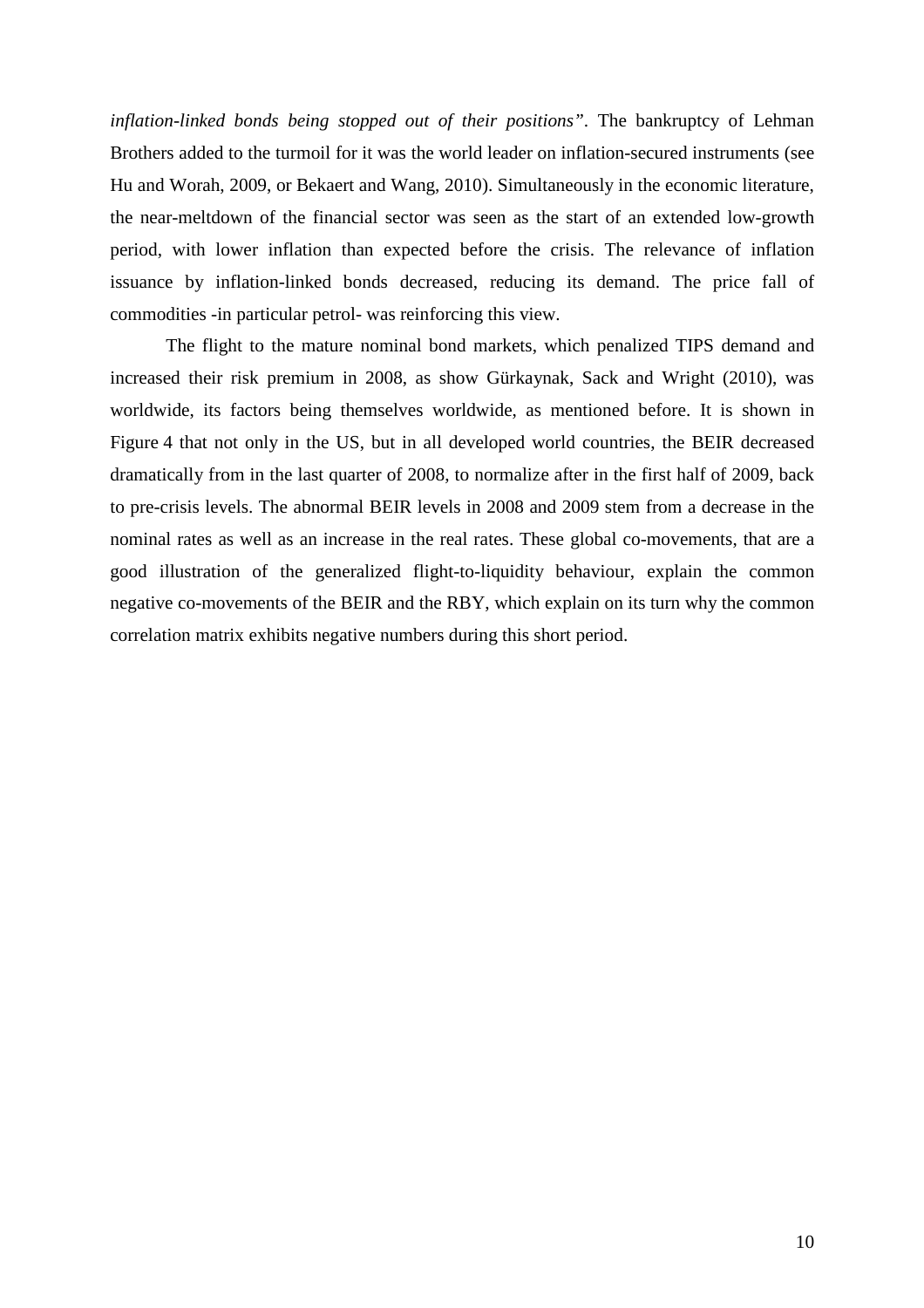*inflation-linked bonds being stopped out of their positions"*. The bankruptcy of Lehman Brothers added to the turmoil for it was the world leader on inflation-secured instruments (see Hu and Worah, 2009, or Bekaert and Wang, 2010). Simultaneously in the economic literature, the near-meltdown of the financial sector was seen as the start of an extended low-growth period, with lower inflation than expected before the crisis. The relevance of inflation issuance by inflation-linked bonds decreased, reducing its demand. The price fall of commodities -in particular petrol- was reinforcing this view.

The flight to the mature nominal bond markets, which penalized TIPS demand and increased their risk premium in 2008, as show Gürkaynak, Sack and Wright (2010), was worldwide, its factors being themselves worldwide, as mentioned before. It is shown in Figure 4 that not only in the US, but in all developed world countries, the BEIR decreased dramatically from in the last quarter of 2008, to normalize after in the first half of 2009, back to pre-crisis levels. The abnormal BEIR levels in 2008 and 2009 stem from a decrease in the nominal rates as well as an increase in the real rates. These global co-movements, that are a good illustration of the generalized flight-to-liquidity behaviour, explain the common negative co-movements of the BEIR and the RBY, which explain on its turn why the common correlation matrix exhibits negative numbers during this short period.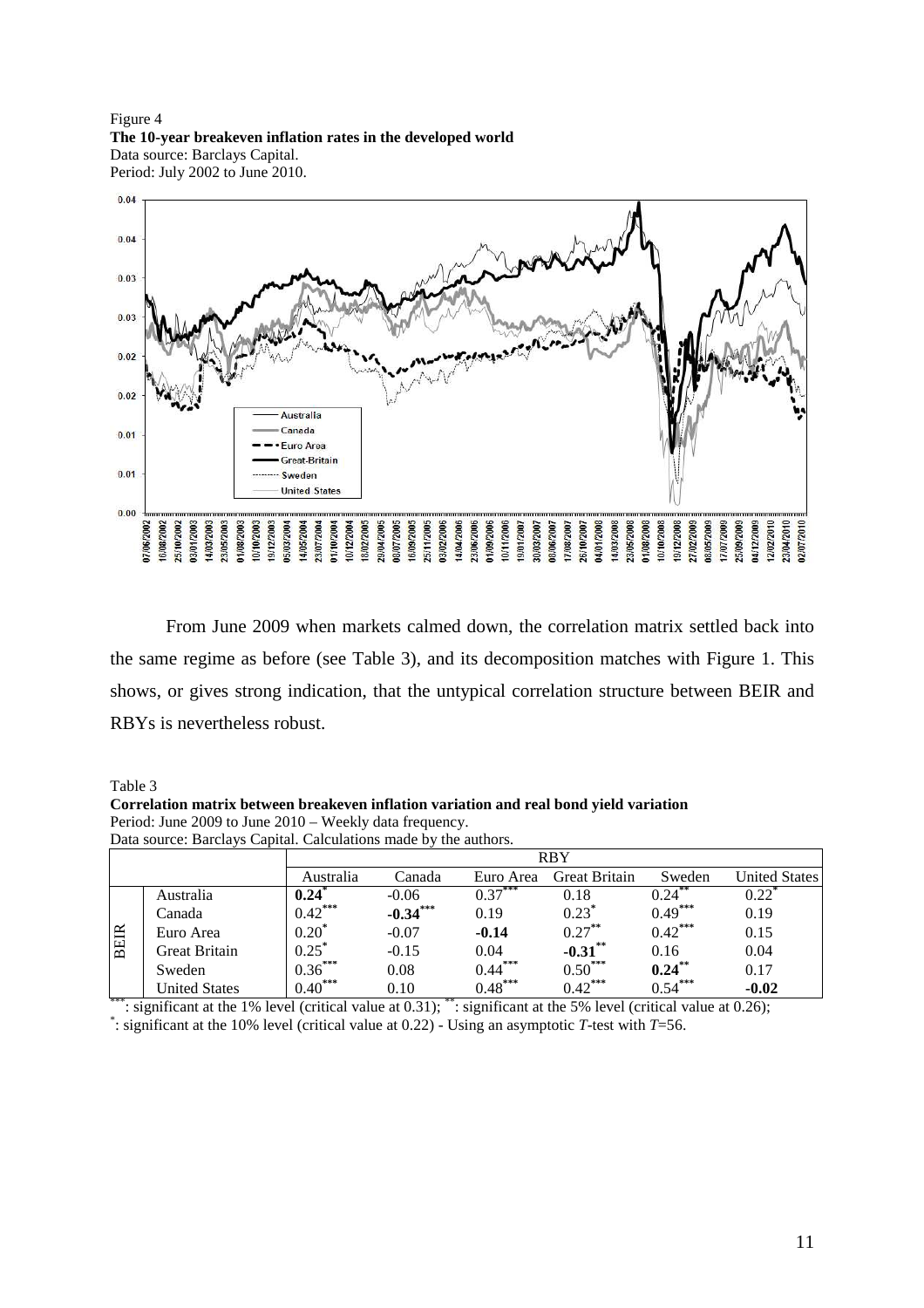Figure 4
**The 10-year breakeven inflation rates in the developed world**
Data source: Barclays Capital.
Period: July 2002 to June 2010.

From June 2009 when markets calmed down, the correlation matrix settled back into the same regime as before (see Table 3), and its decomposition matches with Figure 1. This shows, or gives strong indication, that the untypical correlation structure between BEIR and RBYs is nevertheless robust.

Table 3
**Correlation matrix between breakeven inflation variation and real bond yield variation**
Period: June 2009 to June 2010 – Weekly data frequency.
Data source: Barclays Capital. Calculations made by the authors.

| | | RBY | | | | | |
|---|---|---|---|---|---|---|---|
| | | Australia | Canada | Euro Area | Great Britain | Sweden | United States |
| BEIR | Australia | **0.24**\* | -0.06 | 0.37\*\*\* | 0.18 | 0.24\*\* | 0.22\* |
| | Canada | 0.42\*\*\* | **-0.34**\*\*\* | 0.19 | 0.23\* | 0.49\*\*\* | 0.19 |
| | Euro Area | 0.20\* | -0.07 | **-0.14** | 0.27\*\* | 0.42\*\*\* | 0.15 |
| | Great Britain | 0.25\* | -0.15 | 0.04 | **-0.31**\*\* | 0.16 | 0.04 |
| | Sweden | 0.36\*\*\* | 0.08 | 0.44\*\*\* | 0.50\*\*\* | **0.24**\*\* | 0.17 |
| | United States | 0.40\*\*\* | 0.10 | 0.48\*\*\* | 0.42\*\*\* | 0.54\*\*\* | **-0.02** |

\*\*\*: significant at the 1% level (critical value at 0.31); \*\*: significant at the 5% level (critical value at 0.26);
\*: significant at the 10% level (critical value at 0.22) - Using an asymptotic *T*-test with $T$=56.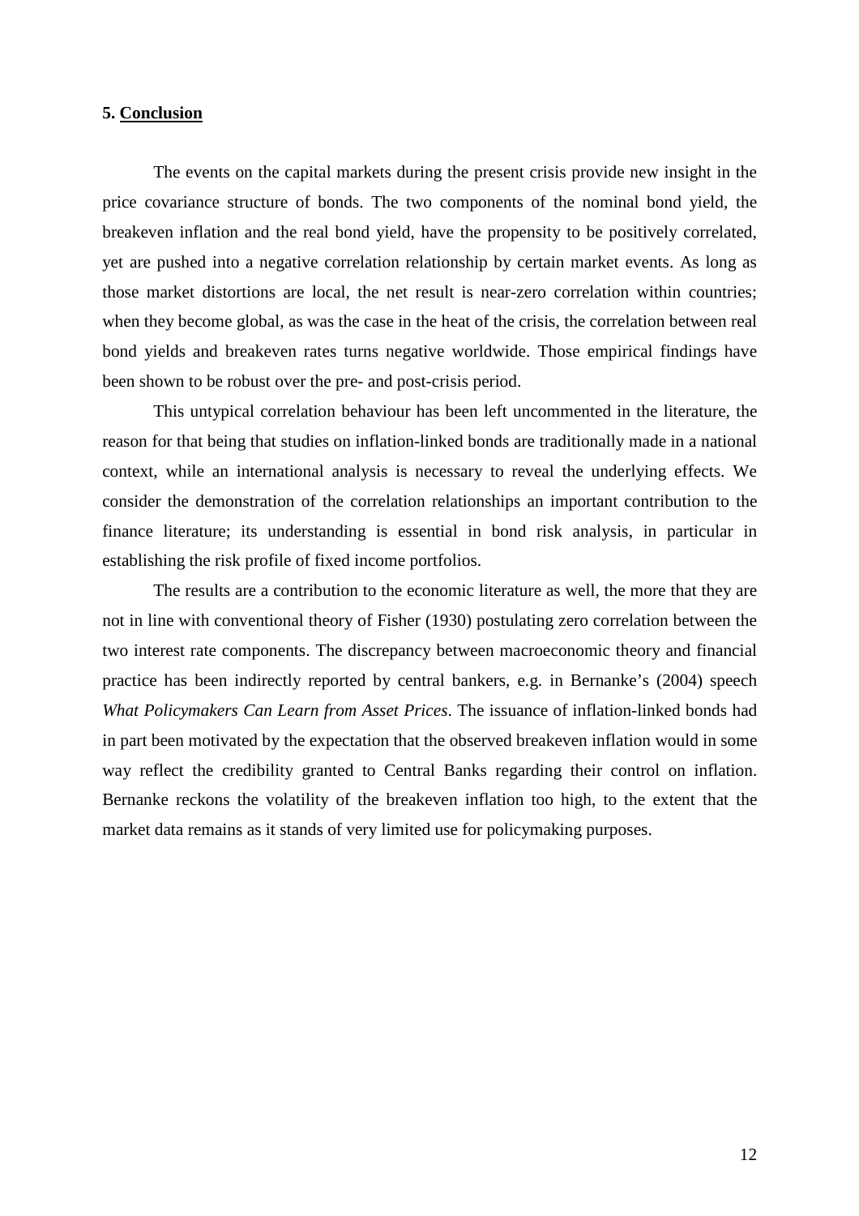## 5. Conclusion

The events on the capital markets during the present crisis provide new insight in the price covariance structure of bonds. The two components of the nominal bond yield, the breakeven inflation and the real bond yield, have the propensity to be positively correlated, yet are pushed into a negative correlation relationship by certain market events. As long as those market distortions are local, the net result is near-zero correlation within countries; when they become global, as was the case in the heat of the crisis, the correlation between real bond yields and breakeven rates turns negative worldwide. Those empirical findings have been shown to be robust over the pre- and post-crisis period.

This untypical correlation behaviour has been left uncommented in the literature, the reason for that being that studies on inflation-linked bonds are traditionally made in a national context, while an international analysis is necessary to reveal the underlying effects. We consider the demonstration of the correlation relationships an important contribution to the finance literature; its understanding is essential in bond risk analysis, in particular in establishing the risk profile of fixed income portfolios.

The results are a contribution to the economic literature as well, the more that they are not in line with conventional theory of Fisher (1930) postulating zero correlation between the two interest rate components. The discrepancy between macroeconomic theory and financial practice has been indirectly reported by central bankers, e.g. in Bernanke's (2004) speech *What Policymakers Can Learn from Asset Prices*. The issuance of inflation-linked bonds had in part been motivated by the expectation that the observed breakeven inflation would in some way reflect the credibility granted to Central Banks regarding their control on inflation. Bernanke reckons the volatility of the breakeven inflation too high, to the extent that the market data remains as it stands of very limited use for policymaking purposes.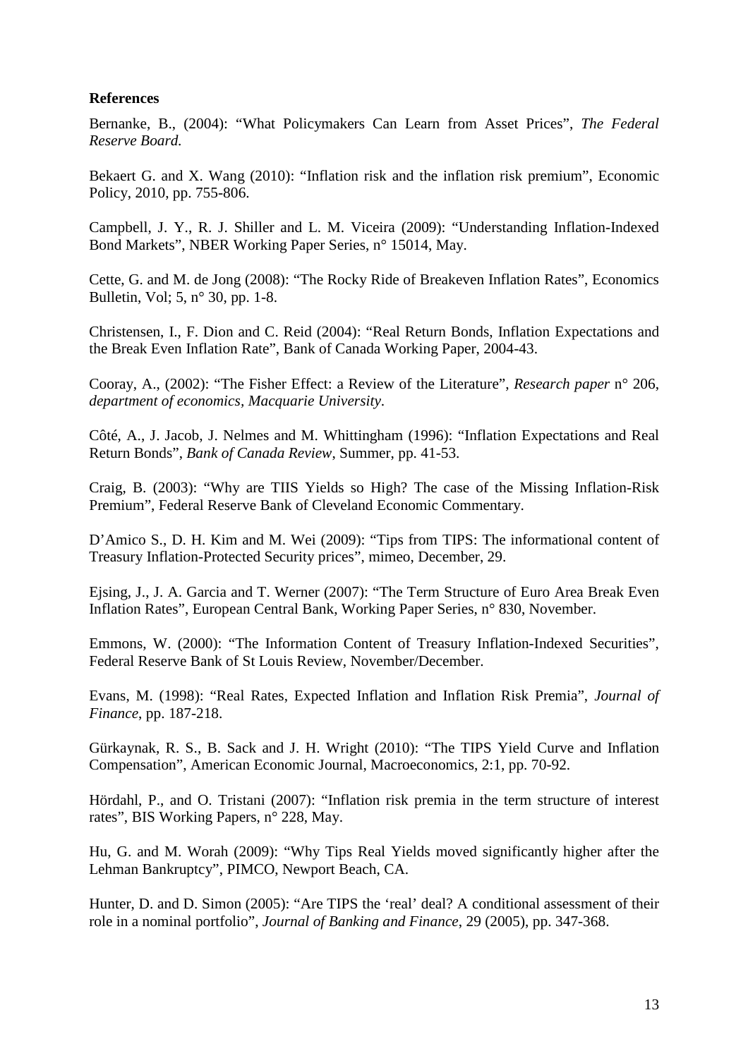**References**

Bernanke, B., (2004): “What Policymakers Can Learn from Asset Prices”, *The Federal Reserve Board.*

Bekaert G. and X. Wang (2010): “Inflation risk and the inflation risk premium”, Economic Policy, 2010, pp. 755-806.

Campbell, J. Y., R. J. Shiller and L. M. Viceira (2009): “Understanding Inflation-Indexed Bond Markets”, NBER Working Paper Series, n° 15014, May.

Cette, G. and M. de Jong (2008): “The Rocky Ride of Breakeven Inflation Rates”, Economics Bulletin, Vol; 5, n° 30, pp. 1-8.

Christensen, I., F. Dion and C. Reid (2004): “Real Return Bonds, Inflation Expectations and the Break Even Inflation Rate”, Bank of Canada Working Paper, 2004-43.

Cooray, A., (2002): “The Fisher Effect: a Review of the Literature”, *Research paper* n° 206, *department of economics, Macquarie University*.

Côté, A., J. Jacob, J. Nelmes and M. Whittingham (1996): “Inflation Expectations and Real Return Bonds”, *Bank of Canada Review*, Summer, pp. 41-53.

Craig, B. (2003): “Why are TIIS Yields so High? The case of the Missing Inflation-Risk Premium”, Federal Reserve Bank of Cleveland Economic Commentary.

D’Amico S., D. H. Kim and M. Wei (2009): “Tips from TIPS: The informational content of Treasury Inflation-Protected Security prices”, mimeo, December, 29.

Ejsing, J., J. A. Garcia and T. Werner (2007): “The Term Structure of Euro Area Break Even Inflation Rates”, European Central Bank, Working Paper Series, n° 830, November.

Emmons, W. (2000): “The Information Content of Treasury Inflation-Indexed Securities”, Federal Reserve Bank of St Louis Review, November/December.

Evans, M. (1998): “Real Rates, Expected Inflation and Inflation Risk Premia”, *Journal of Finance*, pp. 187-218.

Gürkaynak, R. S., B. Sack and J. H. Wright (2010): “The TIPS Yield Curve and Inflation Compensation”, American Economic Journal, Macroeconomics, 2:1, pp. 70-92.

Hördahl, P., and O. Tristani (2007): “Inflation risk premia in the term structure of interest rates”, BIS Working Papers, n° 228, May.

Hu, G. and M. Worah (2009): “Why Tips Real Yields moved significantly higher after the Lehman Bankruptcy”, PIMCO, Newport Beach, CA.

Hunter, D. and D. Simon (2005): “Are TIPS the ‘real’ deal? A conditional assessment of their role in a nominal portfolio”, *Journal of Banking and Finance*, 29 (2005), pp. 347-368.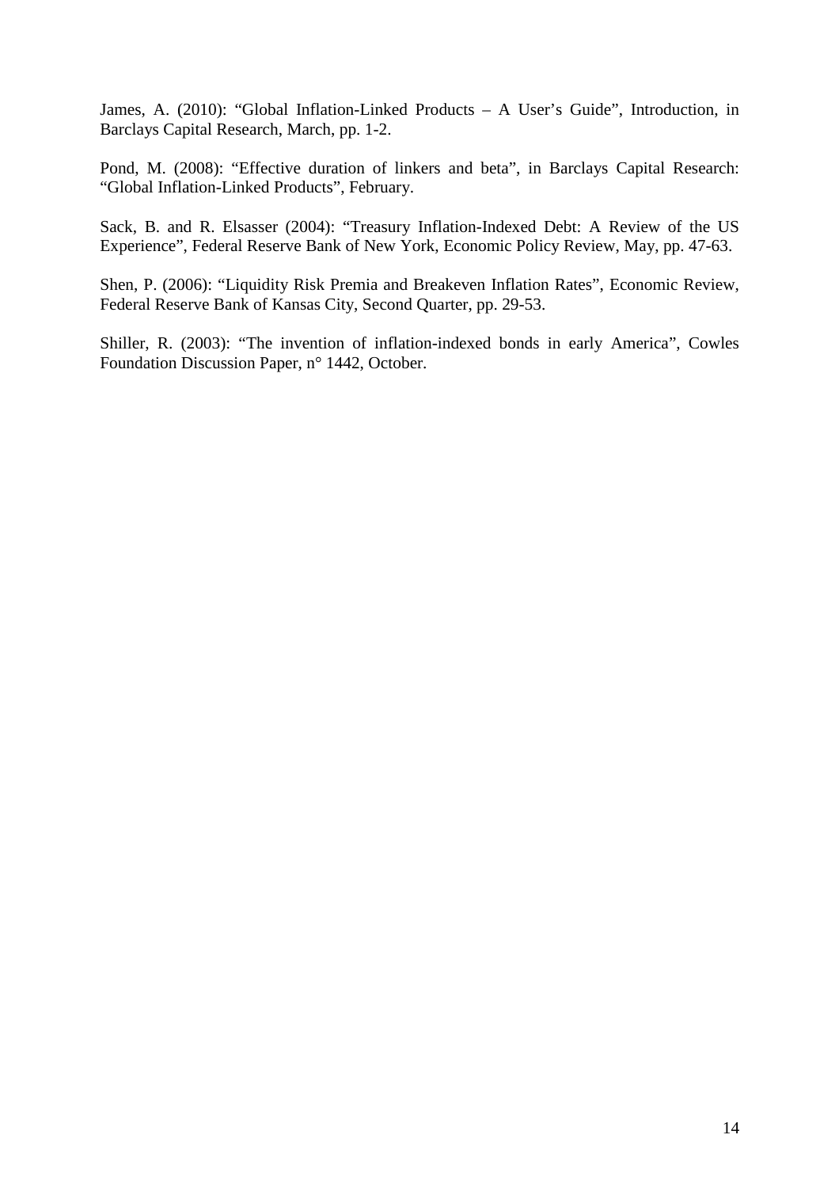James, A. (2010): "Global Inflation-Linked Products – A User's Guide", Introduction, in Barclays Capital Research, March, pp. 1-2.

Pond, M. (2008): "Effective duration of linkers and beta", in Barclays Capital Research: "Global Inflation-Linked Products", February.

Sack, B. and R. Elsasser (2004): "Treasury Inflation-Indexed Debt: A Review of the US Experience", Federal Reserve Bank of New York, Economic Policy Review, May, pp. 47-63.

Shen, P. (2006): "Liquidity Risk Premia and Breakeven Inflation Rates", Economic Review, Federal Reserve Bank of Kansas City, Second Quarter, pp. 29-53.

Shiller, R. (2003): "The invention of inflation-indexed bonds in early America", Cowles Foundation Discussion Paper, n° 1442, October.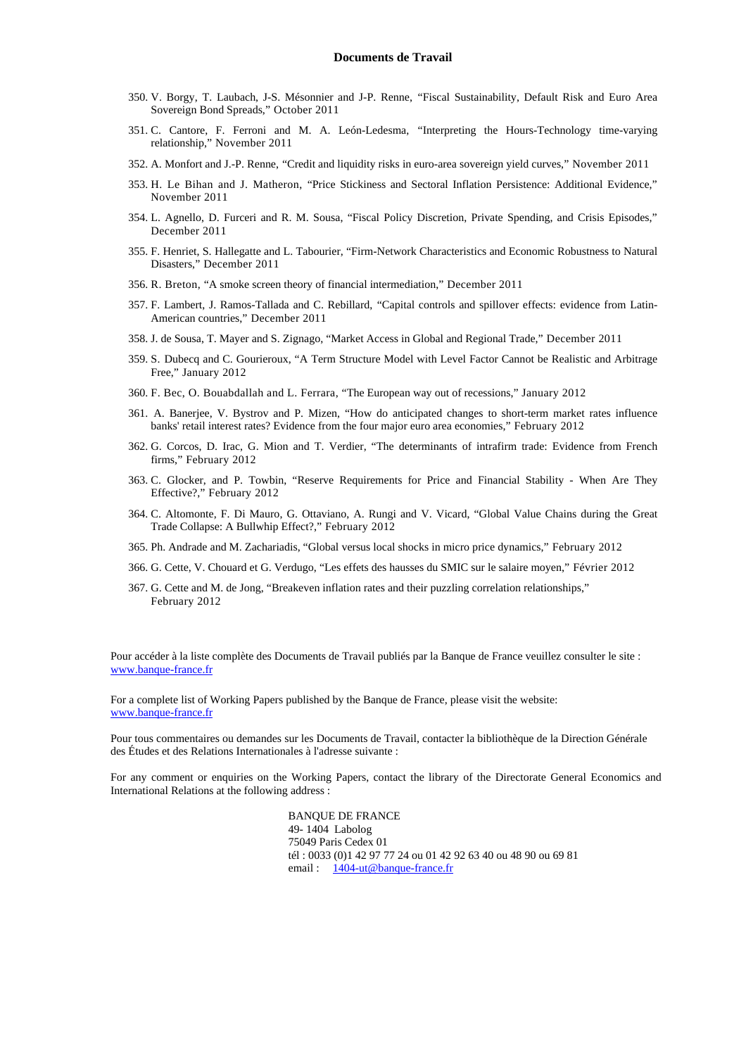## Documents de Travail

350. V. Borgy, T. Laubach, J-S. Mésonnier and J-P. Renne, "Fiscal Sustainability, Default Risk and Euro Area Sovereign Bond Spreads," October 2011
351. C. Cantore, F. Ferroni and M. A. León-Ledesma, "Interpreting the Hours-Technology time-varying relationship," November 2011
352. A. Monfort and J.-P. Renne, "Credit and liquidity risks in euro-area sovereign yield curves," November 2011
353. H. Le Bihan and J. Matheron, "Price Stickiness and Sectoral Inflation Persistence: Additional Evidence," November 2011
354. L. Agnello, D. Furceri and R. M. Sousa, "Fiscal Policy Discretion, Private Spending, and Crisis Episodes," December 2011
355. F. Henriet, S. Hallegatte and L. Tabourier, "Firm-Network Characteristics and Economic Robustness to Natural Disasters," December 2011
356. R. Breton, "A smoke screen theory of financial intermediation," December 2011
357. F. Lambert, J. Ramos-Tallada and C. Rebillard, "Capital controls and spillover effects: evidence from Latin-American countries," December 2011
358. J. de Sousa, T. Mayer and S. Zignago, "Market Access in Global and Regional Trade," December 2011
359. S. Dubecq and C. Gourieroux, "A Term Structure Model with Level Factor Cannot be Realistic and Arbitrage Free," January 2012
360. F. Bec, O. Bouabdallah and L. Ferrara, "The European way out of recessions," January 2012
361. A. Banerjee, V. Bystrov and P. Mizen, "How do anticipated changes to short-term market rates influence banks' retail interest rates? Evidence from the four major euro area economies," February 2012
362. G. Corcos, D. Irac, G. Mion and T. Verdier, "The determinants of intrafirm trade: Evidence from French firms," February 2012
363. C. Glocker, and P. Towbin, "Reserve Requirements for Price and Financial Stability - When Are They Effective?," February 2012
364. C. Altomonte, F. Di Mauro, G. Ottaviano, A. Rungi and V. Vicard, "Global Value Chains during the Great Trade Collapse: A Bullwhip Effect?," February 2012
365. Ph. Andrade and M. Zachariadis, "Global versus local shocks in micro price dynamics," February 2012
366. G. Cette, V. Chouard et G. Verdugo, "Les effets des hausses du SMIC sur le salaire moyen," Février 2012
367. G. Cette and M. de Jong, "Breakeven inflation rates and their puzzling correlation relationships," February 2012

Pour accéder à la liste complète des Documents de Travail publiés par la Banque de France veuillez consulter le site : www.banque-france.fr

For a complete list of Working Papers published by the Banque de France, please visit the website: www.banque-france.fr

Pour tous commentaires ou demandes sur les Documents de Travail, contacter la bibliothèque de la Direction Générale des Études et des Relations Internationales à l'adresse suivante :

For any comment or enquiries on the Working Papers, contact the library of the Directorate General Economics and International Relations at the following address :

BANQUE DE FRANCE
49- 1404 Labolog
75049 Paris Cedex 01
tél : 0033 (0)1 42 97 77 24 ou 01 42 92 63 40 ou 48 90 ou 69 81
email : 1404-ut@banque-france.fr